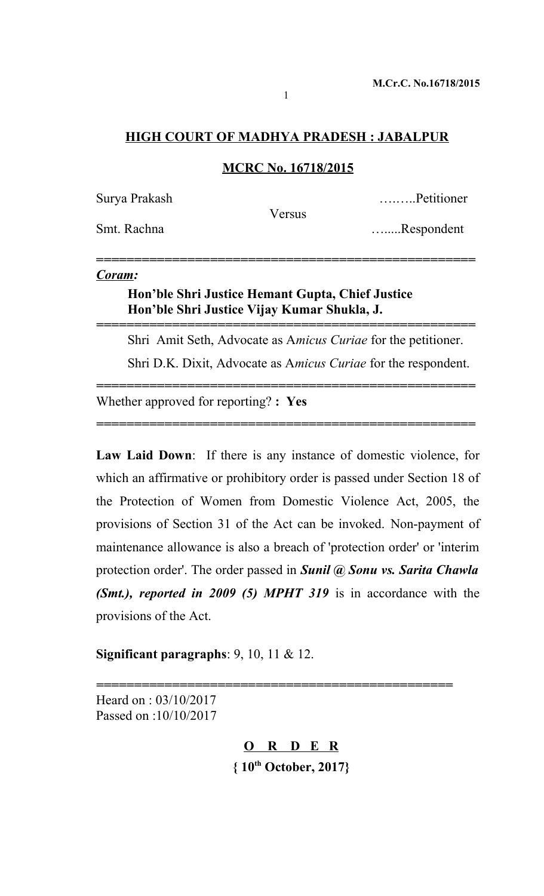## HIGH COURT OF MADHYA PRADESH : JABALPUR

## MCRC No. 16718/2015

Surya Prakash ……..Petitioner

Versus

Smt. Rachna …......Respondent

---

***Coram:***

**Hon'ble Shri Justice Hemant Gupta, Chief Justice**
**Hon'ble Shri Justice Vijay Kumar Shukla, J.**

---

Shri Amit Seth, Advocate as A*micus Curiae* for the petitioner.

Shri D.K. Dixit, Advocate as A*micus Curiae* for the respondent.

---

Whether approved for reporting? **: Yes**

---

**Law Laid Down**: If there is any instance of domestic violence, for which an affirmative or prohibitory order is passed under Section 18 of the Protection of Women from Domestic Violence Act, 2005, the provisions of Section 31 of the Act can be invoked. Non-payment of maintenance allowance is also a breach of 'protection order' or 'interim protection order'. The order passed in ***Sunil @ Sonu vs. Sarita Chawla (Smt.), reported in 2009 (5) MPHT 319*** is in accordance with the provisions of the Act.

**Significant paragraphs**: 9, 10, 11 & 12.

---

Heard on : 03/10/2017
Passed on :10/10/2017

**O R D E R**

**{ 10th October, 2017}**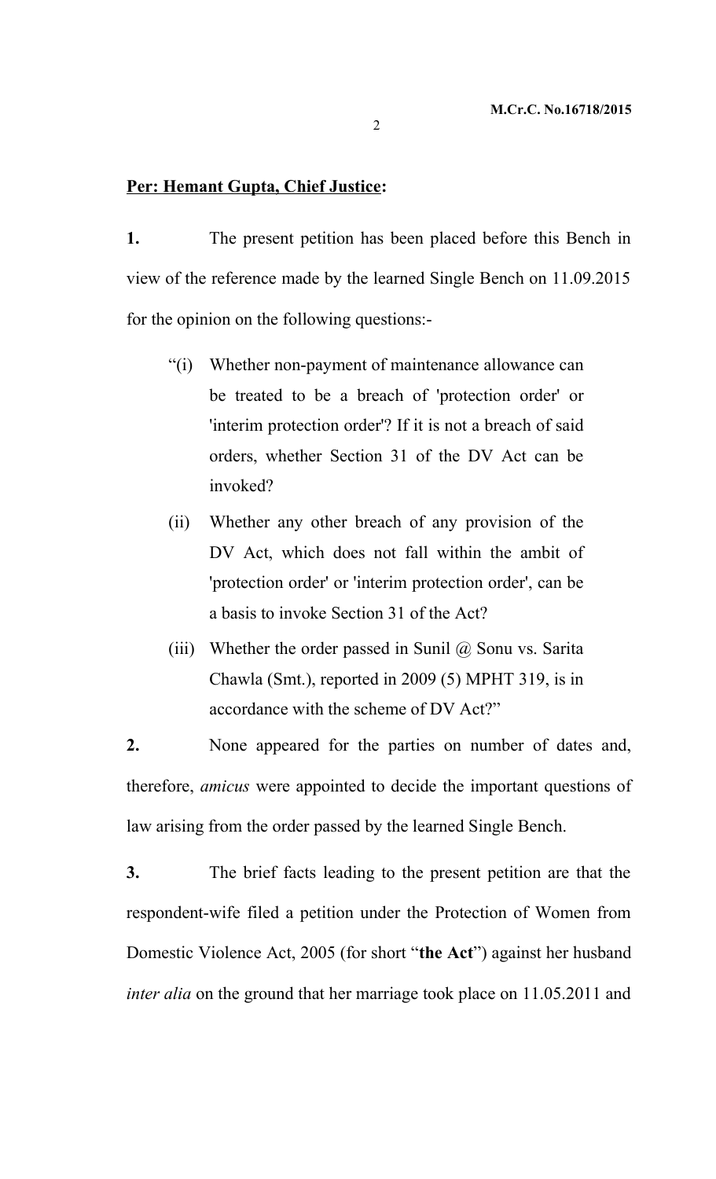**Per: Hemant Gupta, Chief Justice:**

**1.** The present petition has been placed before this Bench in view of the reference made by the learned Single Bench on 11.09.2015 for the opinion on the following questions:-

> "(i) Whether non-payment of maintenance allowance can be treated to be a breach of 'protection order' or 'interim protection order'? If it is not a breach of said orders, whether Section 31 of the DV Act can be invoked?
>
> (ii) Whether any other breach of any provision of the DV Act, which does not fall within the ambit of 'protection order' or 'interim protection order', can be a basis to invoke Section 31 of the Act?
>
> (iii) Whether the order passed in Sunil @ Sonu vs. Sarita Chawla (Smt.), reported in 2009 (5) MPHT 319, is in accordance with the scheme of DV Act?"

**2.** None appeared for the parties on number of dates and, therefore, *amicus* were appointed to decide the important questions of law arising from the order passed by the learned Single Bench.

**3.** The brief facts leading to the present petition are that the respondent-wife filed a petition under the Protection of Women from Domestic Violence Act, 2005 (for short "**the Act**") against her husband *inter alia* on the ground that her marriage took place on 11.05.2011 and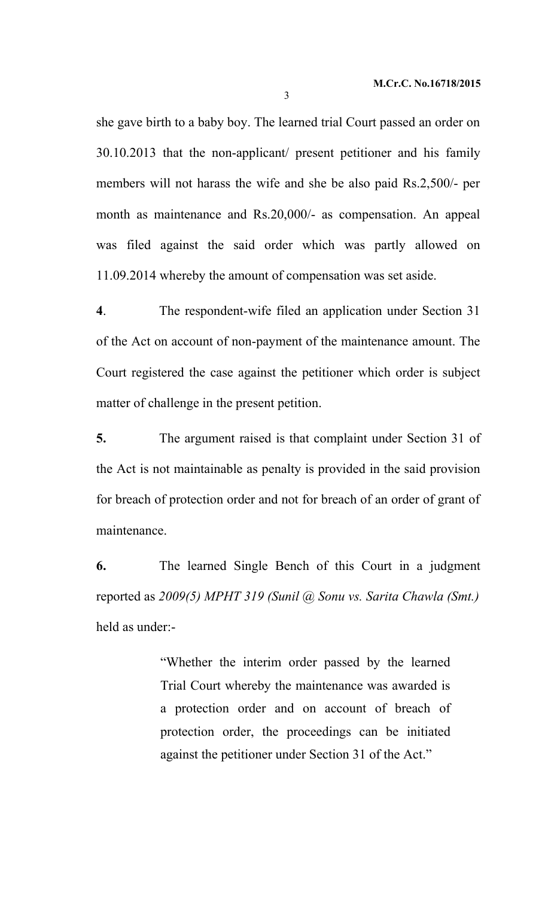she gave birth to a baby boy. The learned trial Court passed an order on 30.10.2013 that the non-applicant/ present petitioner and his family members will not harass the wife and she be also paid Rs.2,500/- per month as maintenance and Rs.20,000/- as compensation. An appeal was filed against the said order which was partly allowed on 11.09.2014 whereby the amount of compensation was set aside.

**4**. The respondent-wife filed an application under Section 31 of the Act on account of non-payment of the maintenance amount. The Court registered the case against the petitioner which order is subject matter of challenge in the present petition.

**5.** The argument raised is that complaint under Section 31 of the Act is not maintainable as penalty is provided in the said provision for breach of protection order and not for breach of an order of grant of maintenance.

**6.** The learned Single Bench of this Court in a judgment reported as *2009(5) MPHT 319 (Sunil @ Sonu vs. Sarita Chawla (Smt.)* held as under:-

> "Whether the interim order passed by the learned Trial Court whereby the maintenance was awarded is a protection order and on account of breach of protection order, the proceedings can be initiated against the petitioner under Section 31 of the Act."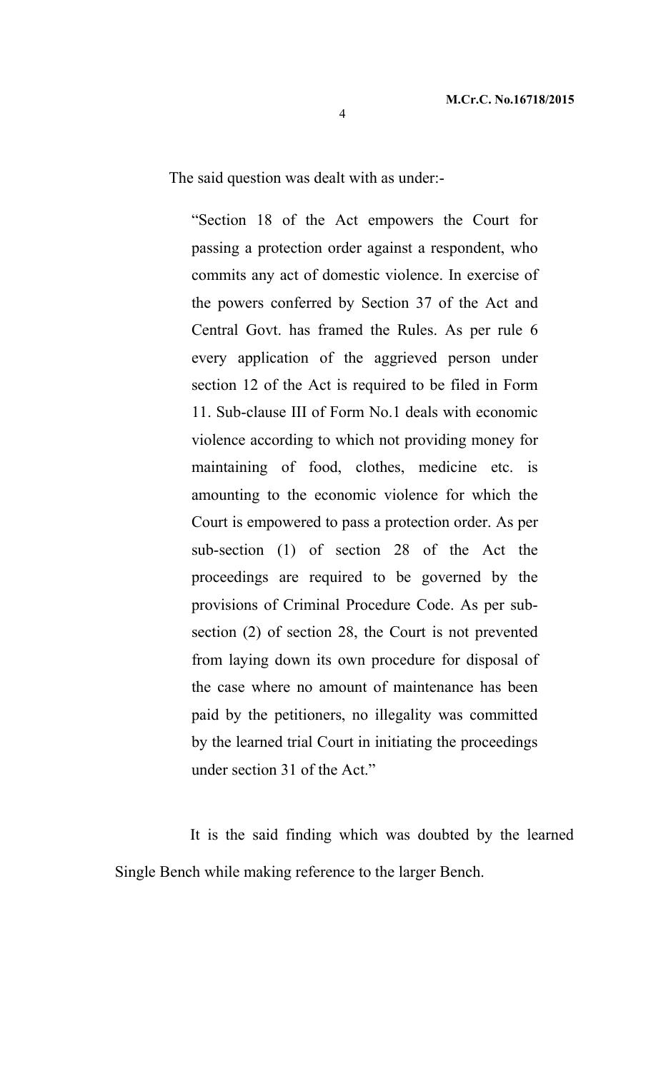The said question was dealt with as under:-

> "Section 18 of the Act empowers the Court for passing a protection order against a respondent, who commits any act of domestic violence. In exercise of the powers conferred by Section 37 of the Act and Central Govt. has framed the Rules. As per rule 6 every application of the aggrieved person under section 12 of the Act is required to be filed in Form 11. Sub-clause III of Form No.1 deals with economic violence according to which not providing money for maintaining of food, clothes, medicine etc. is amounting to the economic violence for which the Court is empowered to pass a protection order. As per sub-section (1) of section 28 of the Act the proceedings are required to be governed by the provisions of Criminal Procedure Code. As per sub-section (2) of section 28, the Court is not prevented from laying down its own procedure for disposal of the case where no amount of maintenance has been paid by the petitioners, no illegality was committed by the learned trial Court in initiating the proceedings under section 31 of the Act."

It is the said finding which was doubted by the learned Single Bench while making reference to the larger Bench.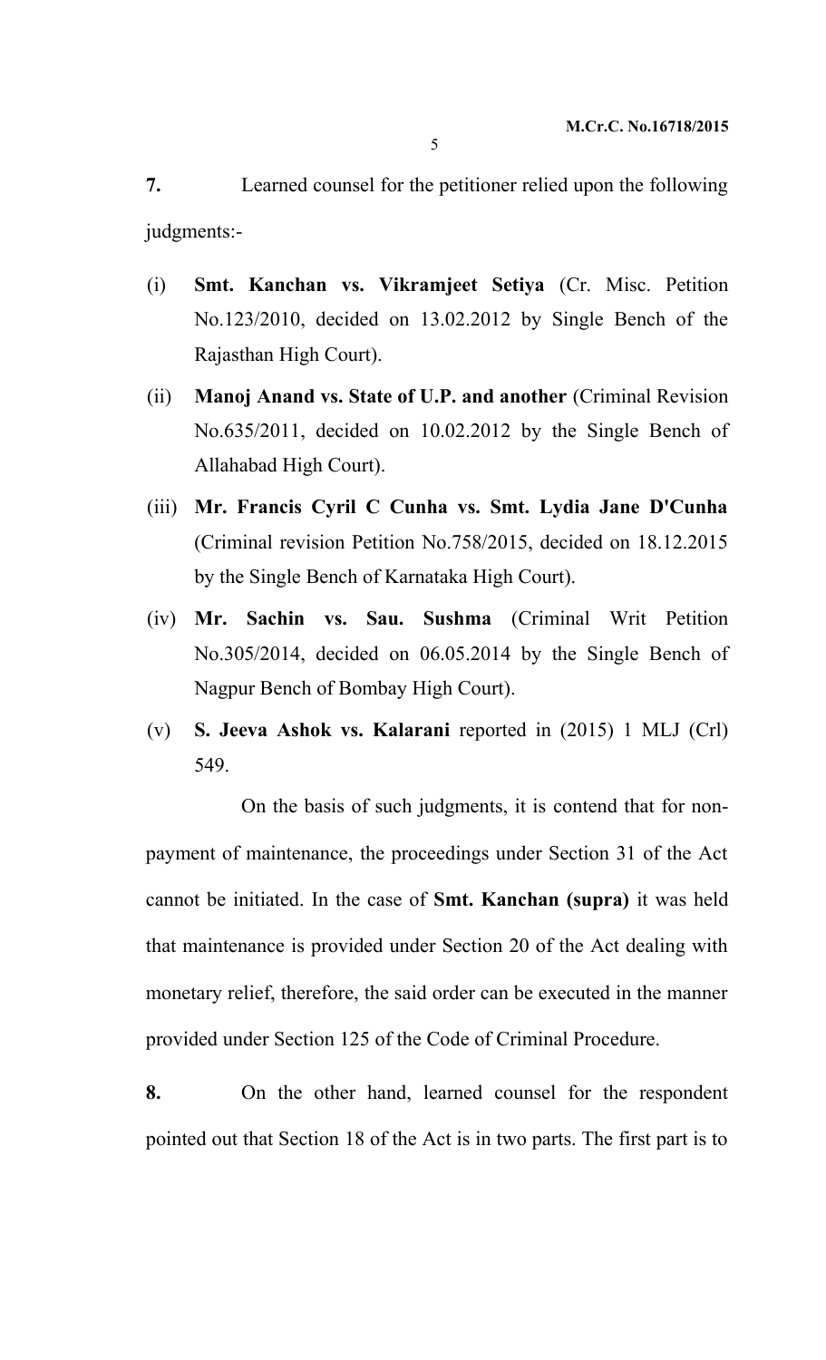**7.** Learned counsel for the petitioner relied upon the following judgments:-

(i) **Smt. Kanchan vs. Vikramjeet Setiya** (Cr. Misc. Petition No.123/2010, decided on 13.02.2012 by Single Bench of the Rajasthan High Court).

(ii) **Manoj Anand vs. State of U.P. and another** (Criminal Revision No.635/2011, decided on 10.02.2012 by the Single Bench of Allahabad High Court).

(iii) **Mr. Francis Cyril C Cunha vs. Smt. Lydia Jane D'Cunha** (Criminal revision Petition No.758/2015, decided on 18.12.2015 by the Single Bench of Karnataka High Court).

(iv) **Mr. Sachin vs. Sau. Sushma** (Criminal Writ Petition No.305/2014, decided on 06.05.2014 by the Single Bench of Nagpur Bench of Bombay High Court).

(v) **S. Jeeva Ashok vs. Kalarani** reported in (2015) 1 MLJ (Crl) 549.

On the basis of such judgments, it is contend that for non-payment of maintenance, the proceedings under Section 31 of the Act cannot be initiated. In the case of **Smt. Kanchan (supra)** it was held that maintenance is provided under Section 20 of the Act dealing with monetary relief, therefore, the said order can be executed in the manner provided under Section 125 of the Code of Criminal Procedure.

**8.** On the other hand, learned counsel for the respondent pointed out that Section 18 of the Act is in two parts. The first part is to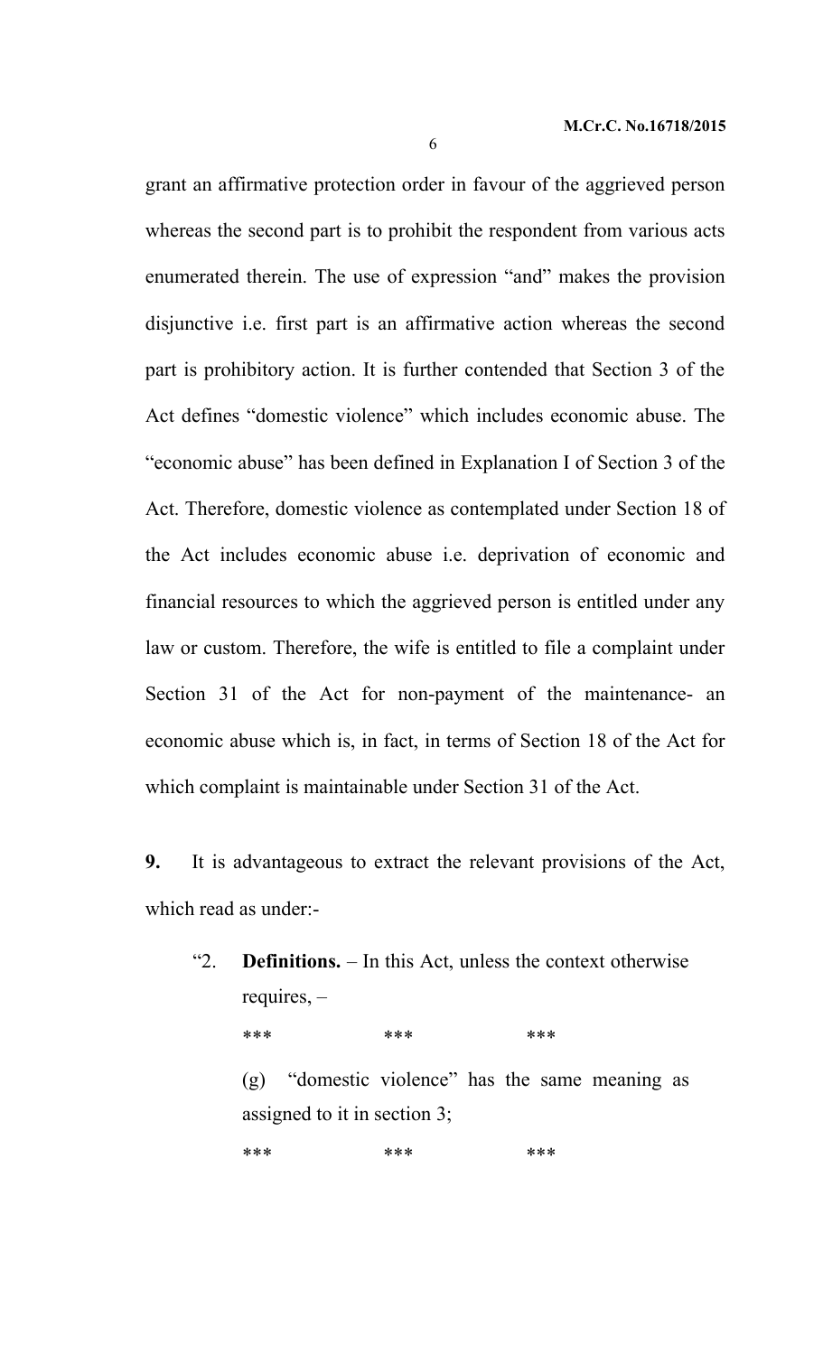grant an affirmative protection order in favour of the aggrieved person whereas the second part is to prohibit the respondent from various acts enumerated therein. The use of expression "and" makes the provision disjunctive i.e. first part is an affirmative action whereas the second part is prohibitory action. It is further contended that Section 3 of the Act defines "domestic violence" which includes economic abuse. The "economic abuse" has been defined in Explanation I of Section 3 of the Act. Therefore, domestic violence as contemplated under Section 18 of the Act includes economic abuse i.e. deprivation of economic and financial resources to which the aggrieved person is entitled under any law or custom. Therefore, the wife is entitled to file a complaint under Section 31 of the Act for non-payment of the maintenance- an economic abuse which is, in fact, in terms of Section 18 of the Act for which complaint is maintainable under Section 31 of the Act.

**9.** It is advantageous to extract the relevant provisions of the Act, which read as under:-

> "2. **Definitions.** – In this Act, unless the context otherwise requires, –
>
> \*\*\* \*\*\* \*\*\*
>
> (g) "domestic violence" has the same meaning as assigned to it in section 3;
>
> \*\*\* \*\*\* \*\*\*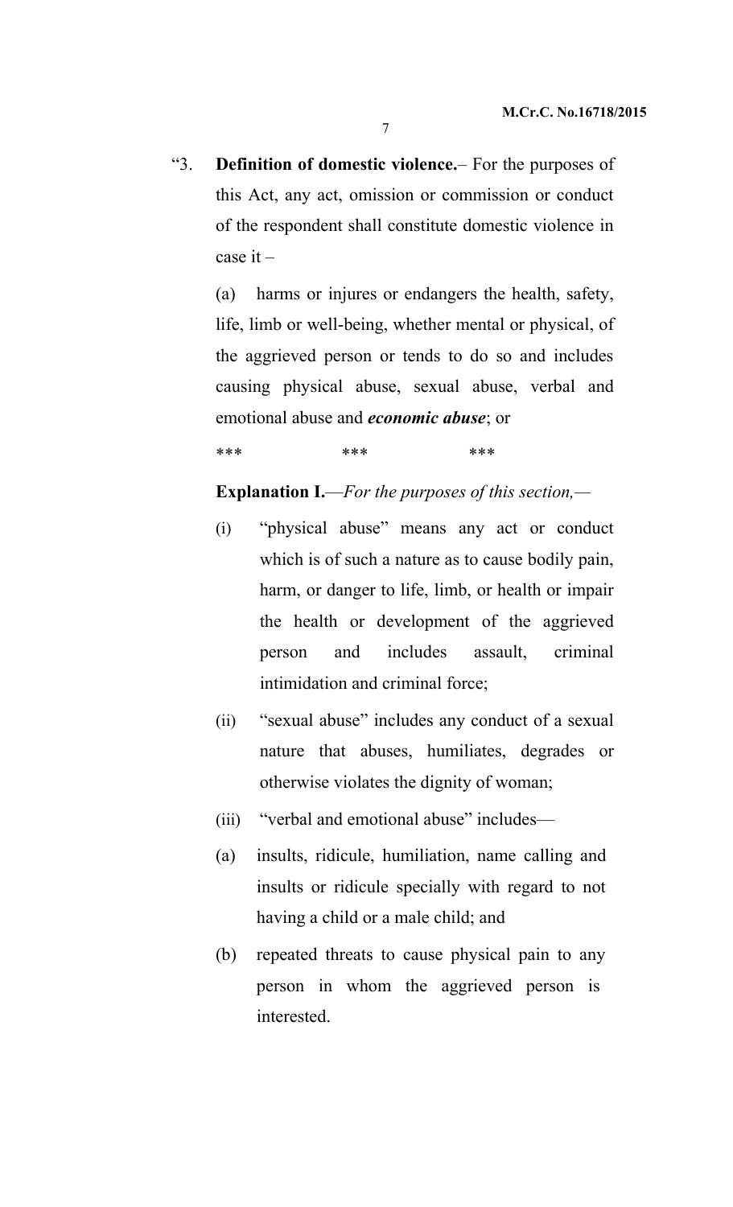"3. **Definition of domestic violence.**– For the purposes of this Act, any act, omission or commission or conduct of the respondent shall constitute domestic violence in case it –

(a) harms or injures or endangers the health, safety, life, limb or well-being, whether mental or physical, of the aggrieved person or tends to do so and includes causing physical abuse, sexual abuse, verbal and emotional abuse and ***economic abuse***; or

\*\*\* \*\*\* \*\*\*

**Explanation I.**—*For the purposes of this section,—*

(i) "physical abuse" means any act or conduct which is of such a nature as to cause bodily pain, harm, or danger to life, limb, or health or impair the health or development of the aggrieved person and includes assault, criminal intimidation and criminal force;

(ii) "sexual abuse" includes any conduct of a sexual nature that abuses, humiliates, degrades or otherwise violates the dignity of woman;

(iii) "verbal and emotional abuse" includes—

(a) insults, ridicule, humiliation, name calling and insults or ridicule specially with regard to not having a child or a male child; and

(b) repeated threats to cause physical pain to any person in whom the aggrieved person is interested.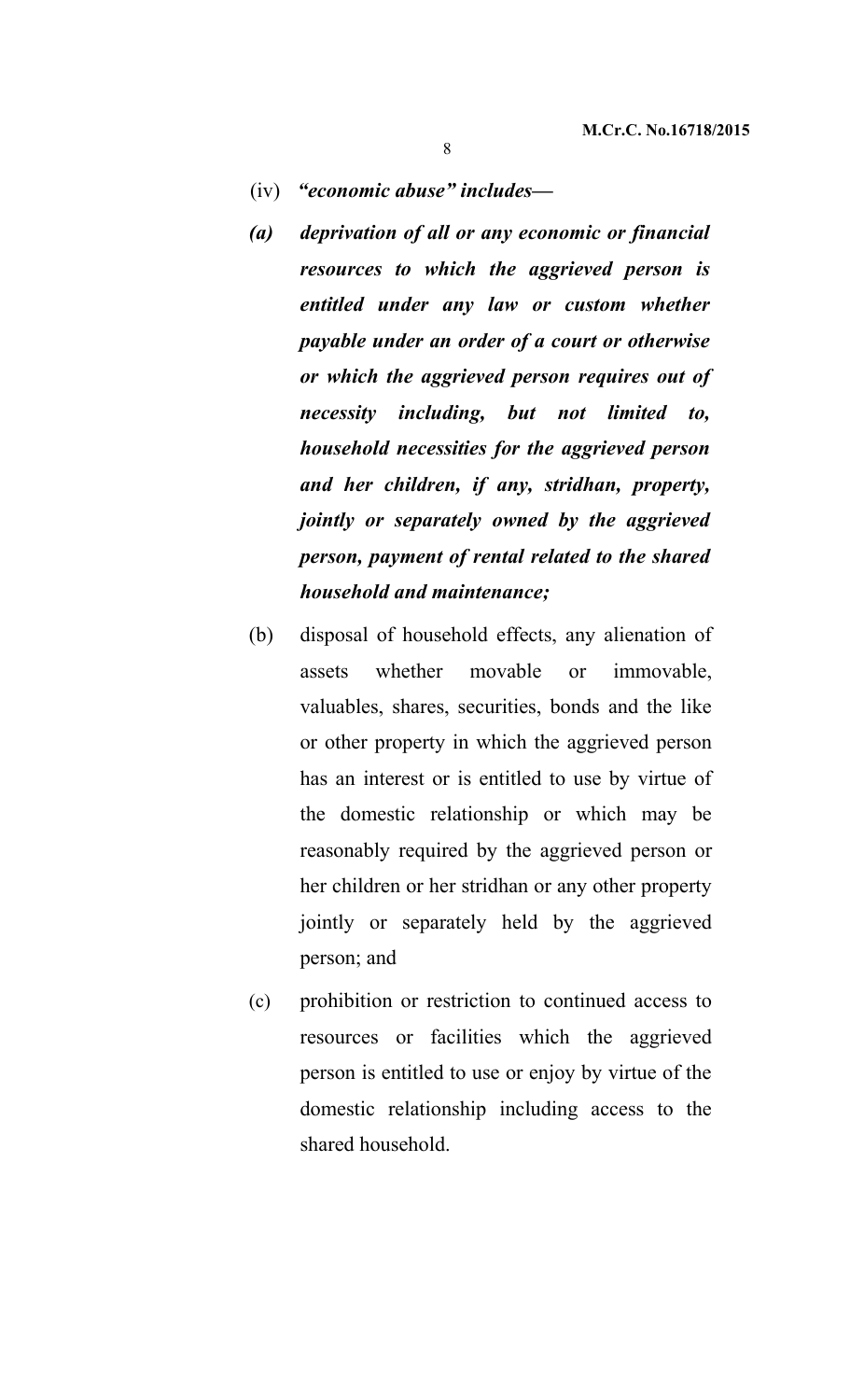(iv) ***"economic abuse" includes—***

***(a)*** ***deprivation of all or any economic or financial resources to which the aggrieved person is entitled under any law or custom whether payable under an order of a court or otherwise or which the aggrieved person requires out of necessity including, but not limited to, household necessities for the aggrieved person and her children, if any, stridhan, property, jointly or separately owned by the aggrieved person, payment of rental related to the shared household and maintenance;***

(b) disposal of household effects, any alienation of assets whether movable or immovable, valuables, shares, securities, bonds and the like or other property in which the aggrieved person has an interest or is entitled to use by virtue of the domestic relationship or which may be reasonably required by the aggrieved person or her children or her stridhan or any other property jointly or separately held by the aggrieved person; and

(c) prohibition or restriction to continued access to resources or facilities which the aggrieved person is entitled to use or enjoy by virtue of the domestic relationship including access to the shared household.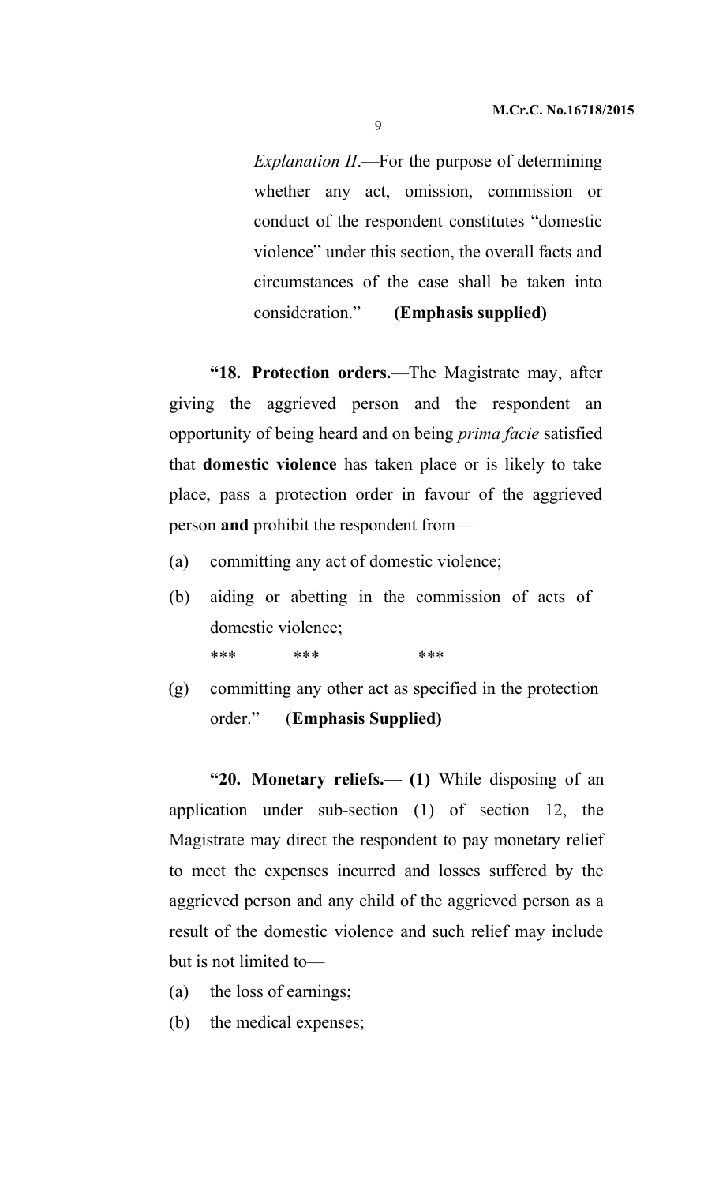> *Explanation II*.—For the purpose of determining whether any act, omission, commission or conduct of the respondent constitutes "domestic violence" under this section, the overall facts and circumstances of the case shall be taken into consideration." **(Emphasis supplied)**

**"18. Protection orders.**—The Magistrate may, after giving the aggrieved person and the respondent an opportunity of being heard and on being *prima facie* satisfied that **domestic violence** has taken place or is likely to take place, pass a protection order in favour of the aggrieved person **and** prohibit the respondent from—

(a) committing any act of domestic violence;

(b) aiding or abetting in the commission of acts of domestic violence;

\*\*\* \*\*\* \*\*\*

(g) committing any other act as specified in the protection order." (**Emphasis Supplied)**

**"20. Monetary reliefs.— (1)** While disposing of an application under sub-section (1) of section 12, the Magistrate may direct the respondent to pay monetary relief to meet the expenses incurred and losses suffered by the aggrieved person and any child of the aggrieved person as a result of the domestic violence and such relief may include but is not limited to—

(a) the loss of earnings;

(b) the medical expenses;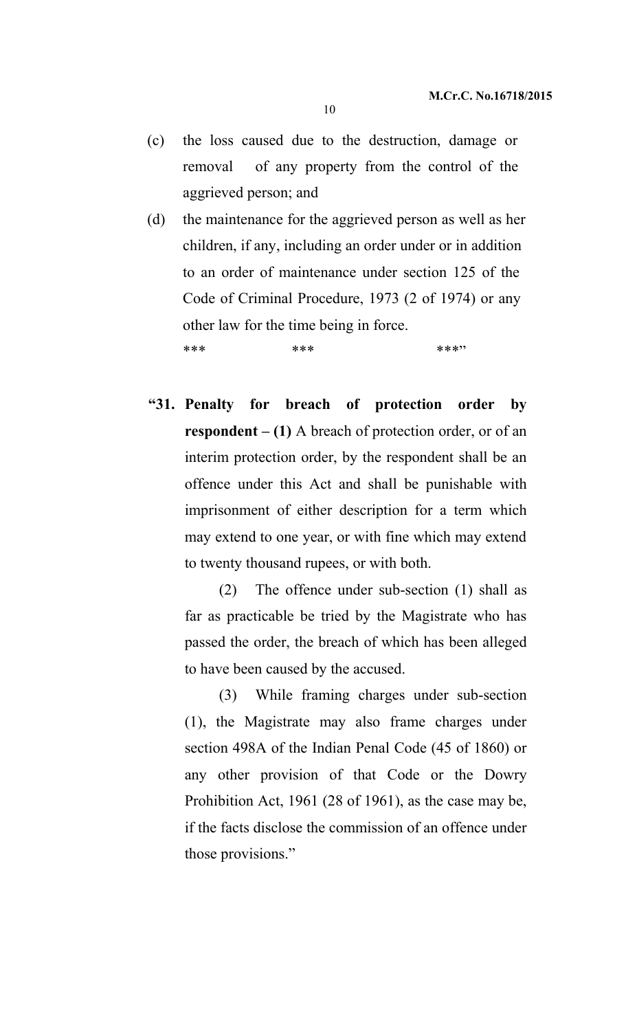(c) the loss caused due to the destruction, damage or removal of any property from the control of the aggrieved person; and

(d) the maintenance for the aggrieved person as well as her children, if any, including an order under or in addition to an order of maintenance under section 125 of the Code of Criminal Procedure, 1973 (2 of 1974) or any other law for the time being in force.

*** *** ***"

"**31. Penalty for breach of protection order by respondent – (1)** A breach of protection order, or of an interim protection order, by the respondent shall be an offence under this Act and shall be punishable with imprisonment of either description for a term which may extend to one year, or with fine which may extend to twenty thousand rupees, or with both.

(2) The offence under sub-section (1) shall as far as practicable be tried by the Magistrate who has passed the order, the breach of which has been alleged to have been caused by the accused.

(3) While framing charges under sub-section (1), the Magistrate may also frame charges under section 498A of the Indian Penal Code (45 of 1860) or any other provision of that Code or the Dowry Prohibition Act, 1961 (28 of 1961), as the case may be, if the facts disclose the commission of an offence under those provisions."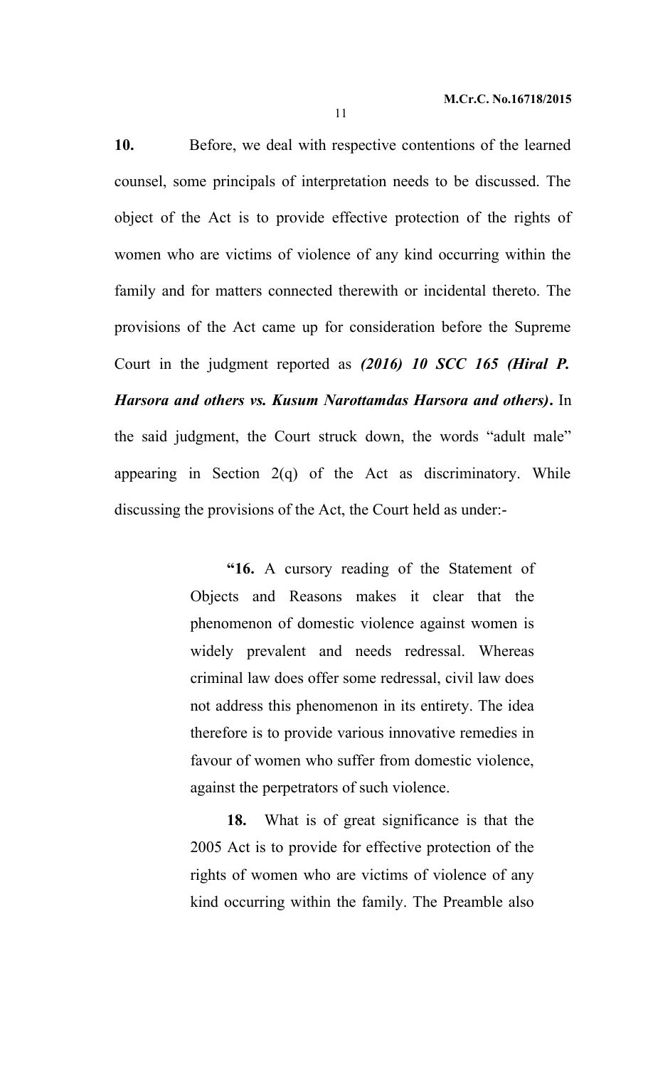**10.** Before, we deal with respective contentions of the learned counsel, some principals of interpretation needs to be discussed. The object of the Act is to provide effective protection of the rights of women who are victims of violence of any kind occurring within the family and for matters connected therewith or incidental thereto. The provisions of the Act came up for consideration before the Supreme Court in the judgment reported as ***(2016) 10 SCC 165 (Hiral P. Harsora and others vs. Kusum Narottamdas Harsora and others)***. In the said judgment, the Court struck down, the words "adult male" appearing in Section 2(q) of the Act as discriminatory. While discussing the provisions of the Act, the Court held as under:-

> "**16.** A cursory reading of the Statement of Objects and Reasons makes it clear that the phenomenon of domestic violence against women is widely prevalent and needs redressal. Whereas criminal law does offer some redressal, civil law does not address this phenomenon in its entirety. The idea therefore is to provide various innovative remedies in favour of women who suffer from domestic violence, against the perpetrators of such violence.
>
> **18.** What is of great significance is that the 2005 Act is to provide for effective protection of the rights of women who are victims of violence of any kind occurring within the family. The Preamble also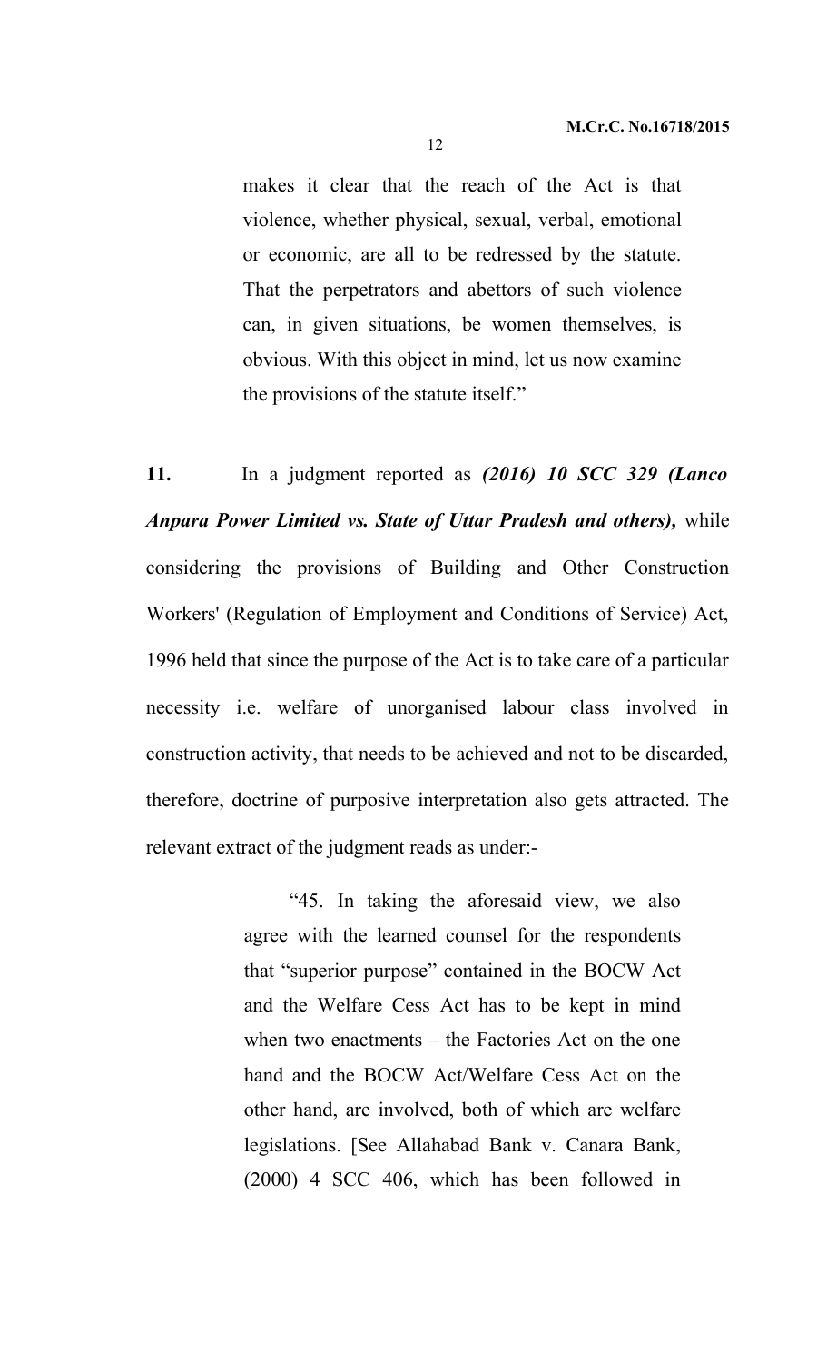> makes it clear that the reach of the Act is that violence, whether physical, sexual, verbal, emotional or economic, are all to be redressed by the statute. That the perpetrators and abettors of such violence can, in given situations, be women themselves, is obvious. With this object in mind, let us now examine the provisions of the statute itself."

**11.** In a judgment reported as ***(2016) 10 SCC 329 (Lanco Anpara Power Limited vs. State of Uttar Pradesh and others),*** while considering the provisions of Building and Other Construction Workers' (Regulation of Employment and Conditions of Service) Act, 1996 held that since the purpose of the Act is to take care of a particular necessity i.e. welfare of unorganised labour class involved in construction activity, that needs to be achieved and not to be discarded, therefore, doctrine of purposive interpretation also gets attracted. The relevant extract of the judgment reads as under:-

> "45. In taking the aforesaid view, we also agree with the learned counsel for the respondents that "superior purpose" contained in the BOCW Act and the Welfare Cess Act has to be kept in mind when two enactments – the Factories Act on the one hand and the BOCW Act/Welfare Cess Act on the other hand, are involved, both of which are welfare legislations. [See Allahabad Bank v. Canara Bank, (2000) 4 SCC 406, which has been followed in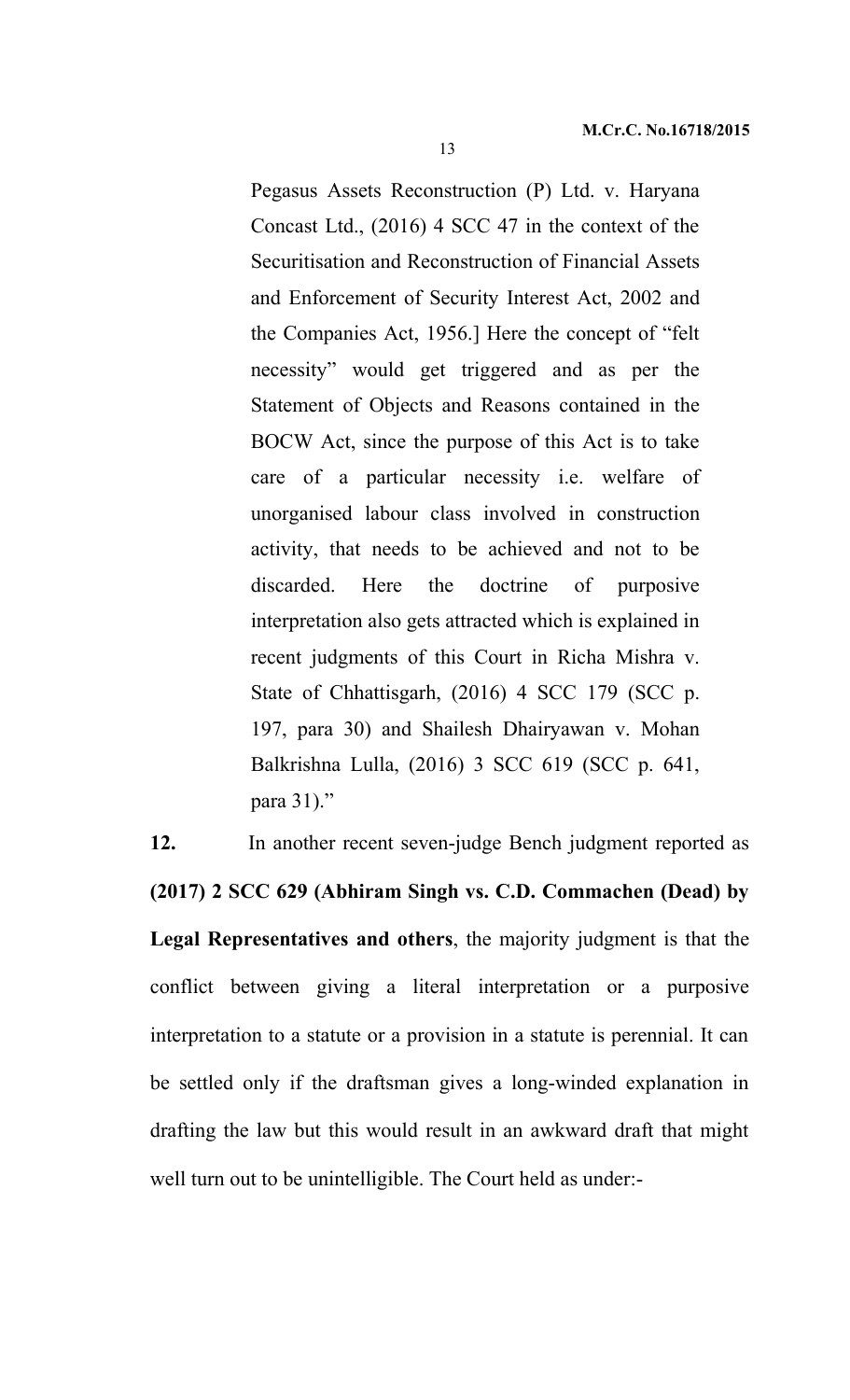> Pegasus Assets Reconstruction (P) Ltd. v. Haryana Concast Ltd., (2016) 4 SCC 47 in the context of the Securitisation and Reconstruction of Financial Assets and Enforcement of Security Interest Act, 2002 and the Companies Act, 1956.] Here the concept of "felt necessity" would get triggered and as per the Statement of Objects and Reasons contained in the BOCW Act, since the purpose of this Act is to take care of a particular necessity i.e. welfare of unorganised labour class involved in construction activity, that needs to be achieved and not to be discarded. Here the doctrine of purposive interpretation also gets attracted which is explained in recent judgments of this Court in Richa Mishra v. State of Chhattisgarh, (2016) 4 SCC 179 (SCC p. 197, para 30) and Shailesh Dhairyawan v. Mohan Balkrishna Lulla, (2016) 3 SCC 619 (SCC p. 641, para 31)."

**12.** In another recent seven-judge Bench judgment reported as **(2017) 2 SCC 629 (Abhiram Singh vs. C.D. Commachen (Dead) by Legal Representatives and others**, the majority judgment is that the conflict between giving a literal interpretation or a purposive interpretation to a statute or a provision in a statute is perennial. It can be settled only if the draftsman gives a long-winded explanation in drafting the law but this would result in an awkward draft that might well turn out to be unintelligible. The Court held as under:-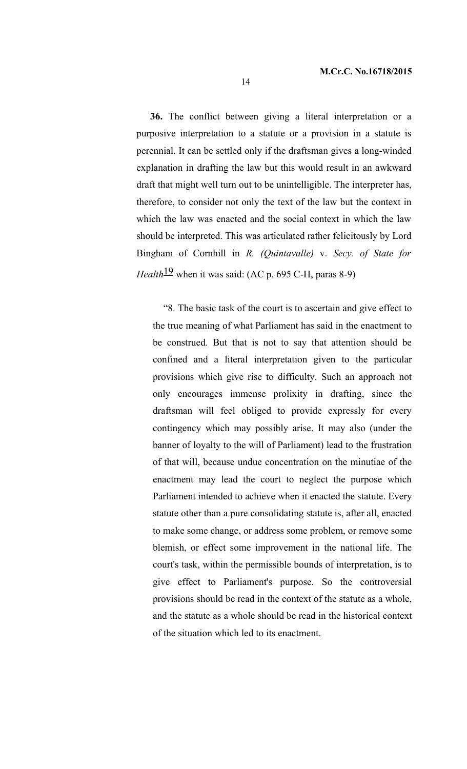**36.** The conflict between giving a literal interpretation or a purposive interpretation to a statute or a provision in a statute is perennial. It can be settled only if the draftsman gives a long-winded explanation in drafting the law but this would result in an awkward draft that might well turn out to be unintelligible. The interpreter has, therefore, to consider not only the text of the law but the context in which the law was enacted and the social context in which the law should be interpreted. This was articulated rather felicitously by Lord Bingham of Cornhill in *R. (Quintavalle)* v. *Secy. of State for Health*[19] when it was said: (AC p. 695 C-H, paras 8-9)

> "8. The basic task of the court is to ascertain and give effect to the true meaning of what Parliament has said in the enactment to be construed. But that is not to say that attention should be confined and a literal interpretation given to the particular provisions which give rise to difficulty. Such an approach not only encourages immense prolixity in drafting, since the draftsman will feel obliged to provide expressly for every contingency which may possibly arise. It may also (under the banner of loyalty to the will of Parliament) lead to the frustration of that will, because undue concentration on the minutiae of the enactment may lead the court to neglect the purpose which Parliament intended to achieve when it enacted the statute. Every statute other than a pure consolidating statute is, after all, enacted to make some change, or address some problem, or remove some blemish, or effect some improvement in the national life. The court's task, within the permissible bounds of interpretation, is to give effect to Parliament's purpose. So the controversial provisions should be read in the context of the statute as a whole, and the statute as a whole should be read in the historical context of the situation which led to its enactment.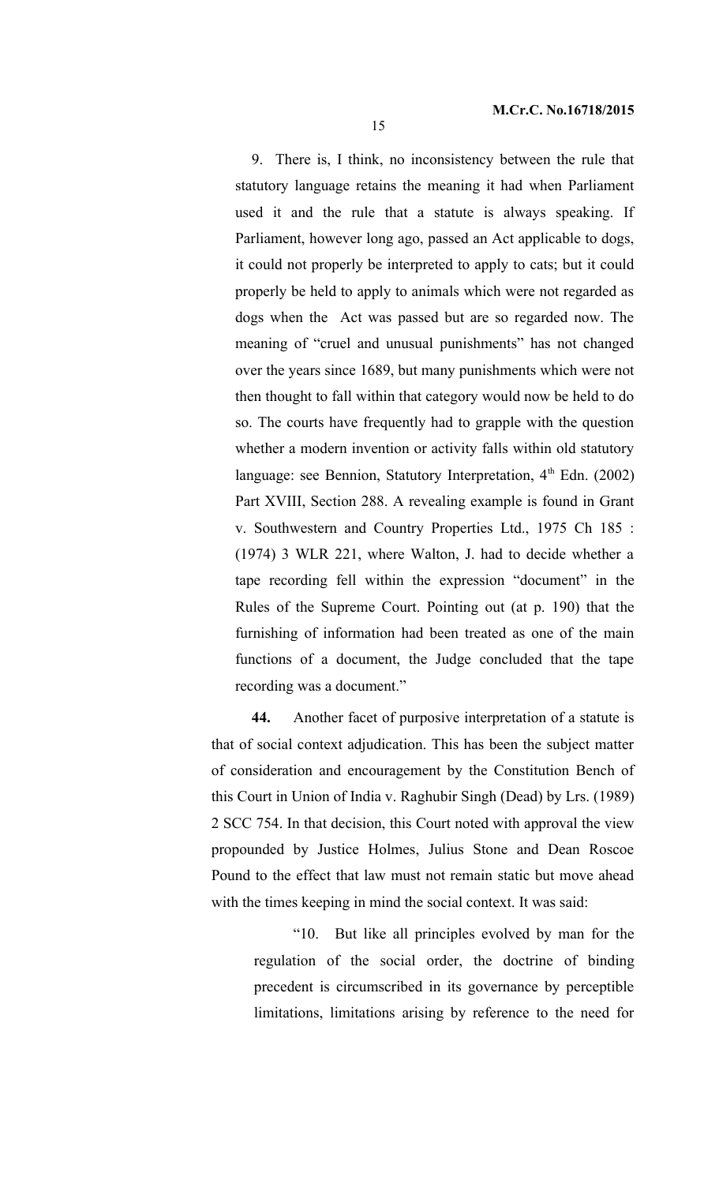9. There is, I think, no inconsistency between the rule that statutory language retains the meaning it had when Parliament used it and the rule that a statute is always speaking. If Parliament, however long ago, passed an Act applicable to dogs, it could not properly be interpreted to apply to cats; but it could properly be held to apply to animals which were not regarded as dogs when the Act was passed but are so regarded now. The meaning of "cruel and unusual punishments" has not changed over the years since 1689, but many punishments which were not then thought to fall within that category would now be held to do so. The courts have frequently had to grapple with the question whether a modern invention or activity falls within old statutory language: see Bennion, Statutory Interpretation, 4th Edn. (2002) Part XVIII, Section 288. A revealing example is found in Grant v. Southwestern and Country Properties Ltd., 1975 Ch 185 : (1974) 3 WLR 221, where Walton, J. had to decide whether a tape recording fell within the expression "document" in the Rules of the Supreme Court. Pointing out (at p. 190) that the furnishing of information had been treated as one of the main functions of a document, the Judge concluded that the tape recording was a document."

**44.** Another facet of purposive interpretation of a statute is that of social context adjudication. This has been the subject matter of consideration and encouragement by the Constitution Bench of this Court in Union of India v. Raghubir Singh (Dead) by Lrs. (1989) 2 SCC 754. In that decision, this Court noted with approval the view propounded by Justice Holmes, Julius Stone and Dean Roscoe Pound to the effect that law must not remain static but move ahead with the times keeping in mind the social context. It was said:

> "10. But like all principles evolved by man for the regulation of the social order, the doctrine of binding precedent is circumscribed in its governance by perceptible limitations, limitations arising by reference to the need for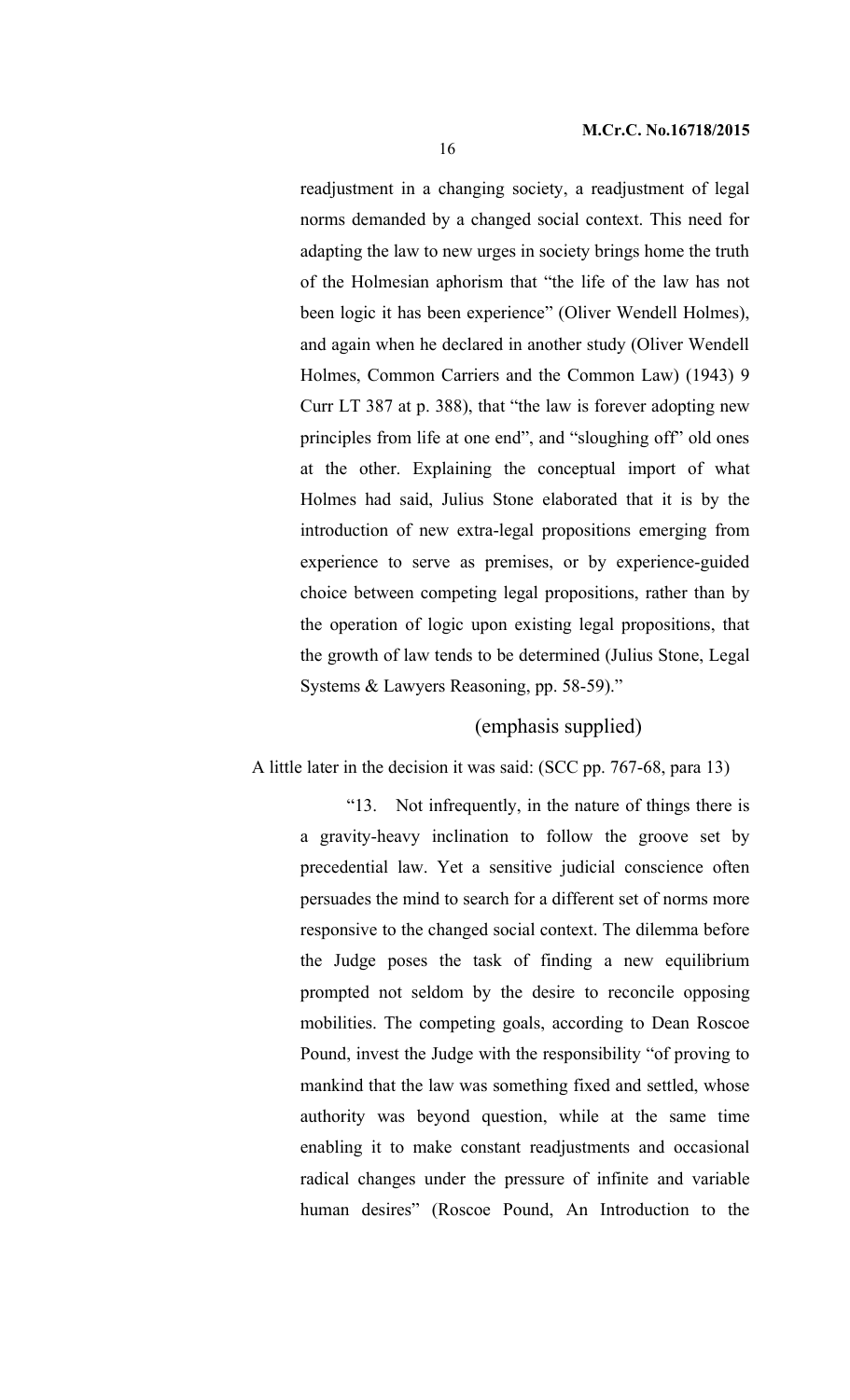> readjustment in a changing society, a readjustment of legal norms demanded by a changed social context. This need for adapting the law to new urges in society brings home the truth of the Holmesian aphorism that "the life of the law has not been logic it has been experience" (Oliver Wendell Holmes), and again when he declared in another study (Oliver Wendell Holmes, Common Carriers and the Common Law) (1943) 9 Curr LT 387 at p. 388), that "the law is forever adopting new principles from life at one end", and "sloughing off" old ones at the other. Explaining the conceptual import of what Holmes had said, Julius Stone elaborated that it is by the introduction of new extra-legal propositions emerging from experience to serve as premises, or by experience-guided choice between competing legal propositions, rather than by the operation of logic upon existing legal propositions, that the growth of law tends to be determined (Julius Stone, Legal Systems & Lawyers Reasoning, pp. 58-59)."
>
> (emphasis supplied)

A little later in the decision it was said: (SCC pp. 767-68, para 13)

> "13. Not infrequently, in the nature of things there is a gravity-heavy inclination to follow the groove set by precedential law. Yet a sensitive judicial conscience often persuades the mind to search for a different set of norms more responsive to the changed social context. The dilemma before the Judge poses the task of finding a new equilibrium prompted not seldom by the desire to reconcile opposing mobilities. The competing goals, according to Dean Roscoe Pound, invest the Judge with the responsibility "of proving to mankind that the law was something fixed and settled, whose authority was beyond question, while at the same time enabling it to make constant readjustments and occasional radical changes under the pressure of infinite and variable human desires" (Roscoe Pound, An Introduction to the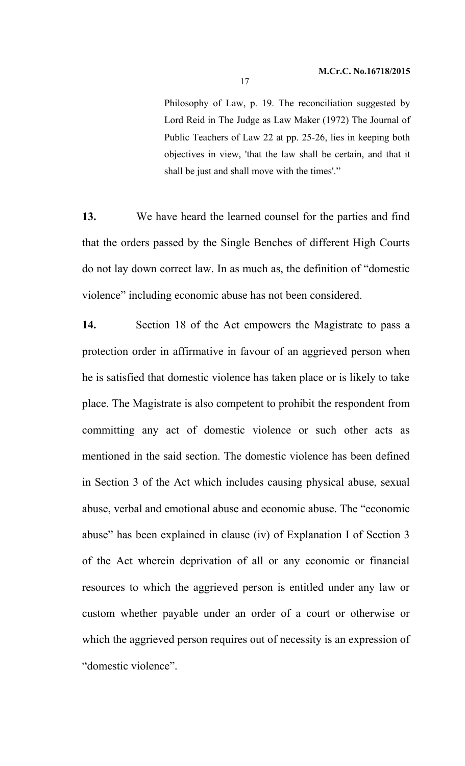> Philosophy of Law, p. 19. The reconciliation suggested by Lord Reid in The Judge as Law Maker (1972) The Journal of Public Teachers of Law 22 at pp. 25-26, lies in keeping both objectives in view, 'that the law shall be certain, and that it shall be just and shall move with the times'."

**13.** We have heard the learned counsel for the parties and find that the orders passed by the Single Benches of different High Courts do not lay down correct law. In as much as, the definition of "domestic violence" including economic abuse has not been considered.

**14.** Section 18 of the Act empowers the Magistrate to pass a protection order in affirmative in favour of an aggrieved person when he is satisfied that domestic violence has taken place or is likely to take place. The Magistrate is also competent to prohibit the respondent from committing any act of domestic violence or such other acts as mentioned in the said section. The domestic violence has been defined in Section 3 of the Act which includes causing physical abuse, sexual abuse, verbal and emotional abuse and economic abuse. The "economic abuse" has been explained in clause (iv) of Explanation I of Section 3 of the Act wherein deprivation of all or any economic or financial resources to which the aggrieved person is entitled under any law or custom whether payable under an order of a court or otherwise or which the aggrieved person requires out of necessity is an expression of "domestic violence".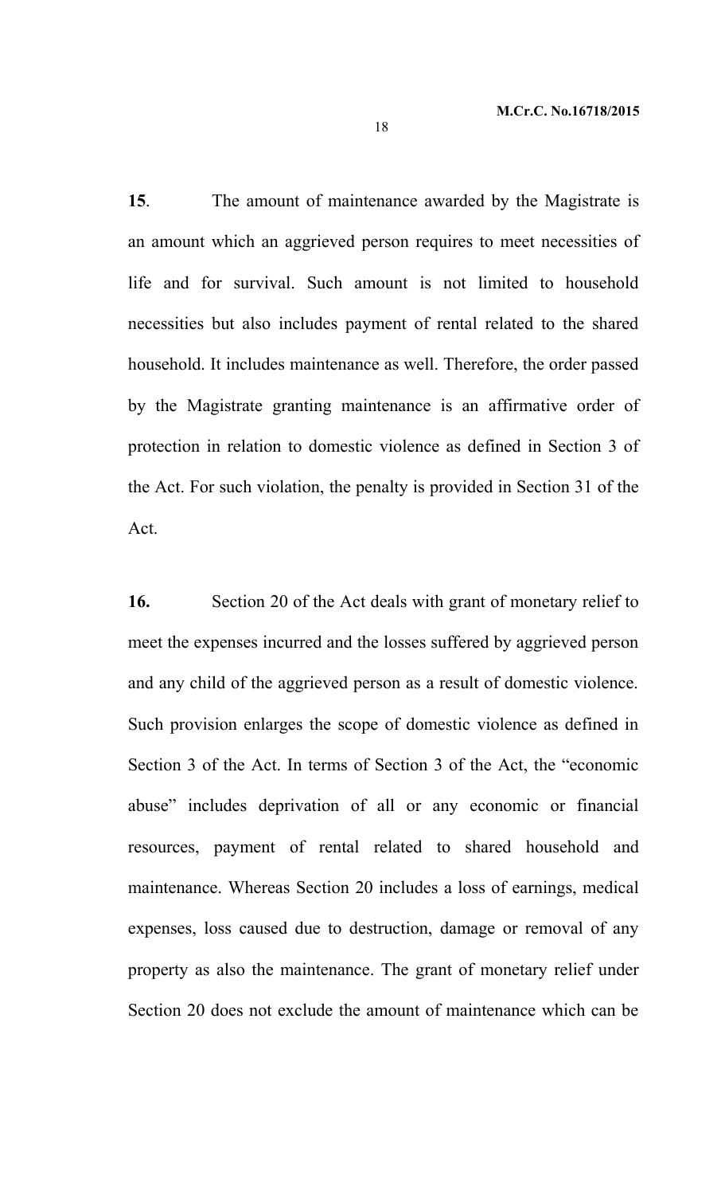**15**. The amount of maintenance awarded by the Magistrate is an amount which an aggrieved person requires to meet necessities of life and for survival. Such amount is not limited to household necessities but also includes payment of rental related to the shared household. It includes maintenance as well. Therefore, the order passed by the Magistrate granting maintenance is an affirmative order of protection in relation to domestic violence as defined in Section 3 of the Act. For such violation, the penalty is provided in Section 31 of the Act.

**16.** Section 20 of the Act deals with grant of monetary relief to meet the expenses incurred and the losses suffered by aggrieved person and any child of the aggrieved person as a result of domestic violence. Such provision enlarges the scope of domestic violence as defined in Section 3 of the Act. In terms of Section 3 of the Act, the "economic abuse" includes deprivation of all or any economic or financial resources, payment of rental related to shared household and maintenance. Whereas Section 20 includes a loss of earnings, medical expenses, loss caused due to destruction, damage or removal of any property as also the maintenance. The grant of monetary relief under Section 20 does not exclude the amount of maintenance which can be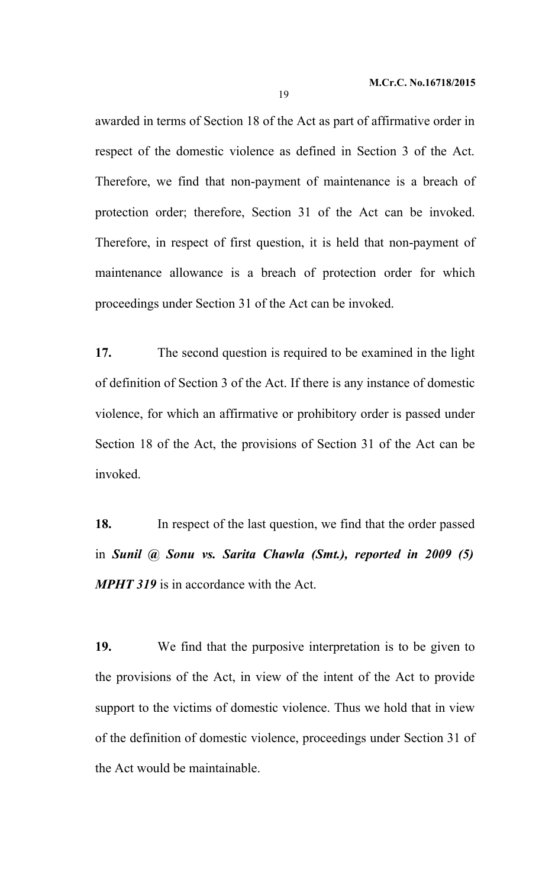awarded in terms of Section 18 of the Act as part of affirmative order in respect of the domestic violence as defined in Section 3 of the Act. Therefore, we find that non-payment of maintenance is a breach of protection order; therefore, Section 31 of the Act can be invoked. Therefore, in respect of first question, it is held that non-payment of maintenance allowance is a breach of protection order for which proceedings under Section 31 of the Act can be invoked.

**17.** The second question is required to be examined in the light of definition of Section 3 of the Act. If there is any instance of domestic violence, for which an affirmative or prohibitory order is passed under Section 18 of the Act, the provisions of Section 31 of the Act can be invoked.

**18.** In respect of the last question, we find that the order passed in ***Sunil @ Sonu vs. Sarita Chawla (Smt.), reported in 2009 (5) MPHT 319*** is in accordance with the Act.

**19.** We find that the purposive interpretation is to be given to the provisions of the Act, in view of the intent of the Act to provide support to the victims of domestic violence. Thus we hold that in view of the definition of domestic violence, proceedings under Section 31 of the Act would be maintainable.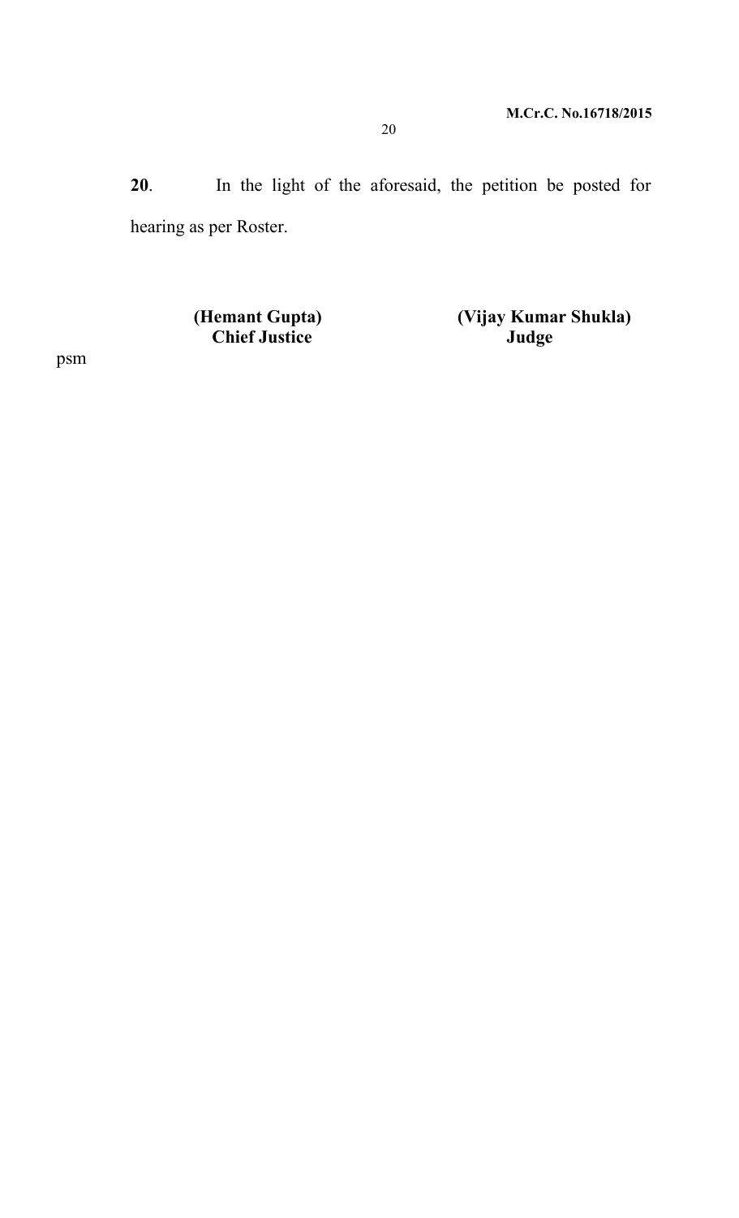**20**. In the light of the aforesaid, the petition be posted for hearing as per Roster.

| | |
|---|---|
| **(Hemant Gupta)** | **(Vijay Kumar Shukla)** |
| **Chief Justice** | **Judge** |

psm